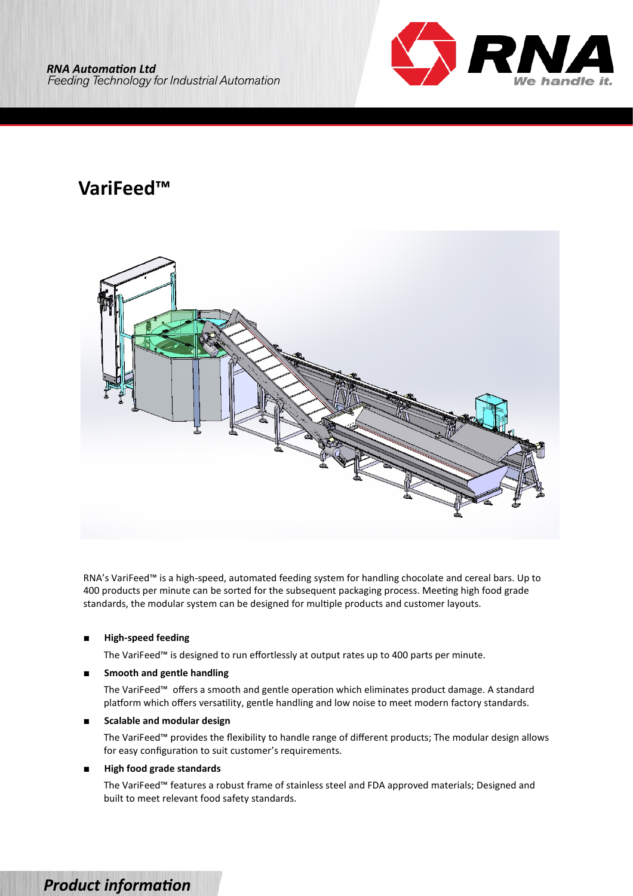**RNA Automation Ltd**
*Feeding Technology for Industrial Automation*

# VariFeed™

RNA's VariFeed™ is a high-speed, automated feeding system for handling chocolate and cereal bars. Up to 400 products per minute can be sorted for the subsequent packaging process. Meeting high food grade standards, the modular system can be designed for multiple products and customer layouts.

- **High-speed feeding**

  The VariFeed™ is designed to run effortlessly at output rates up to 400 parts per minute.

- **Smooth and gentle handling**

  The VariFeed™ offers a smooth and gentle operation which eliminates product damage. A standard platform which offers versatility, gentle handling and low noise to meet modern factory standards.

- **Scalable and modular design**

  The VariFeed™ provides the flexibility to handle range of different products; The modular design allows for easy configuration to suit customer's requirements.

- **High food grade standards**

  The VariFeed™ features a robust frame of stainless steel and FDA approved materials; Designed and built to meet relevant food safety standards.

***Product information***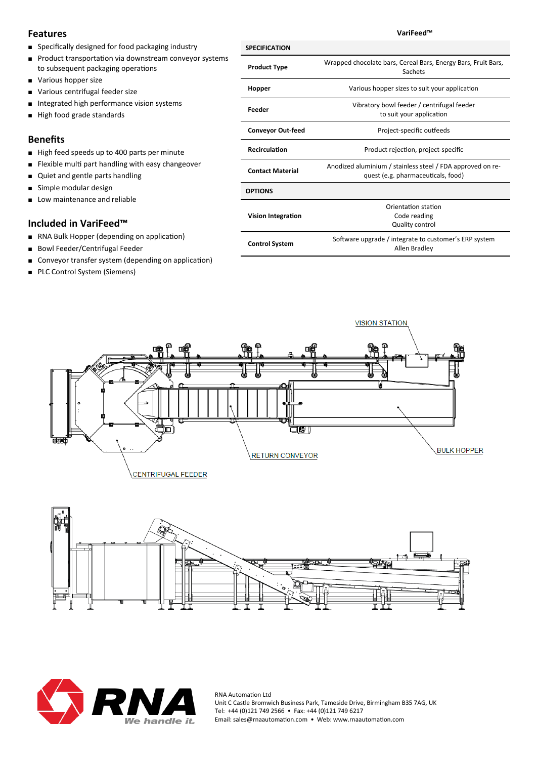## Features

- Specifically designed for food packaging industry
- Product transportation via downstream conveyor systems to subsequent packaging operations
- Various hopper size
- Various centrifugal feeder size
- Integrated high performance vision systems
- High food grade standards

## Benefits

- High feed speeds up to 400 parts per minute
- Flexible multi part handling with easy changeover
- Quiet and gentle parts handling
- Simple modular design
- Low maintenance and reliable

## Included in VariFeed™

- RNA Bulk Hopper (depending on application)
- Bowl Feeder/Centrifugal Feeder
- Conveyor transfer system (depending on application)
- PLC Control System (Siemens)

**VariFeed™**

| SPECIFICATION | |
|---|---|
| **Product Type** | Wrapped chocolate bars, Cereal Bars, Energy Bars, Fruit Bars, Sachets |
| **Hopper** | Various hopper sizes to suit your application |
| **Feeder** | Vibratory bowl feeder / centrifugal feeder to suit your application |
| **Conveyor Out-feed** | Project-specific outfeeds |
| **Recirculation** | Product rejection, project-specific |
| **Contact Material** | Anodized aluminium / stainless steel / FDA approved on request (e.g. pharmaceuticals, food) |
| **OPTIONS** | |
| **Vision Integration** | Orientation station<br>Code reading<br>Quality control |
| **Control System** | Software upgrade / integrate to customer's ERP system<br>Allen Bradley |

VISION STATION

RETURN CONVEYOR

BULK HOPPER

CENTRIFUGAL FEEDER

RNA We handle it.

RNA Automation Ltd
Unit C Castle Bromwich Business Park, Tameside Drive, Birmingham B35 7AG, UK
Tel: +44 (0)121 749 2566 • Fax: +44 (0)121 749 6217
Email: sales@rnaautomation.com • Web: www.rnaautomation.com